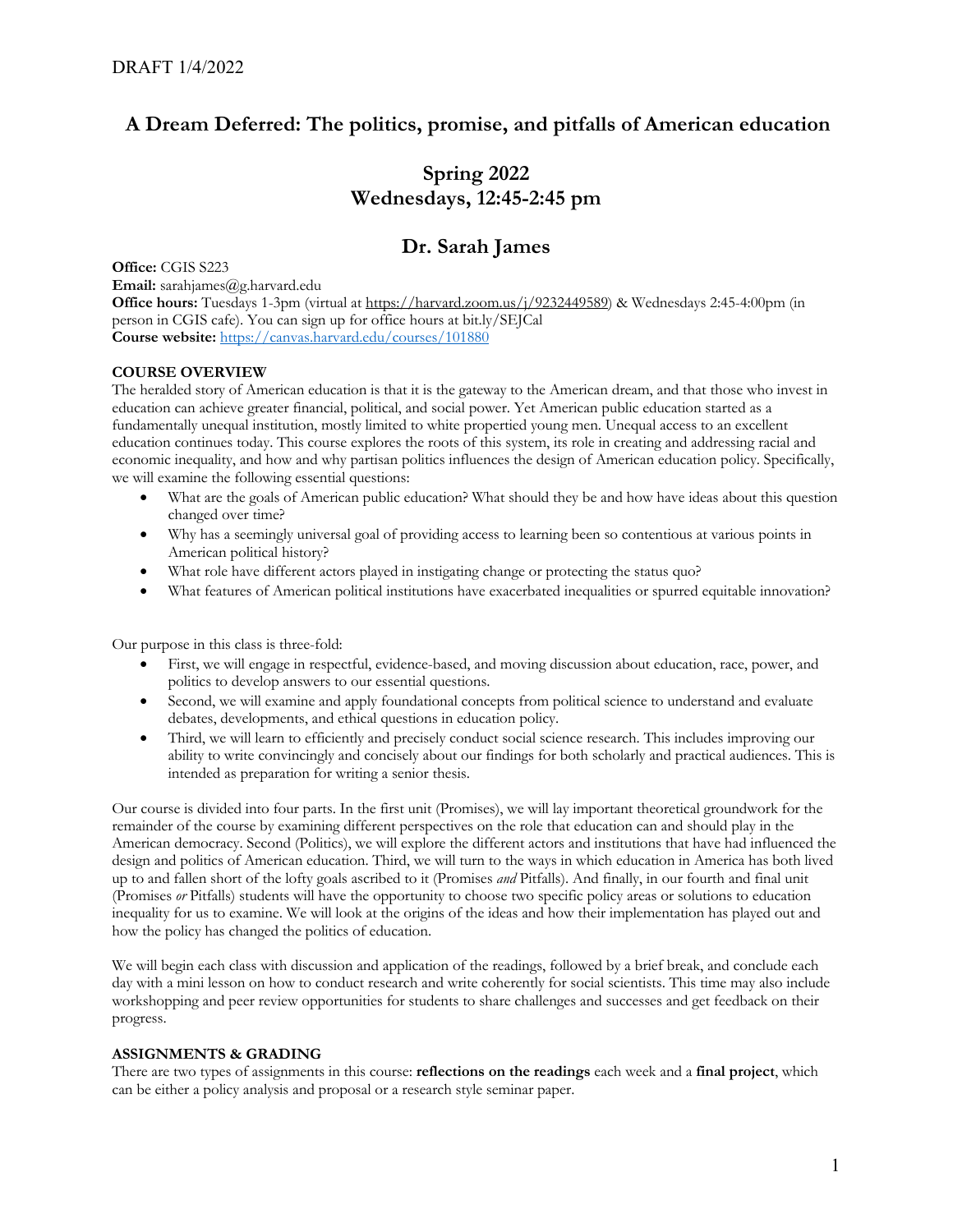DRAFT 1/4/2022

# A Dream Deferred: The politics, promise, and pitfalls of American education

## Spring 2022
## Wednesdays, 12:45-2:45 pm

## Dr. Sarah James

**Office:** CGIS S223
**Email:** sarahjames@g.harvard.edu
**Office hours:** Tuesdays 1-3pm (virtual at https://harvard.zoom.us/j/9232449589) & Wednesdays 2:45-4:00pm (in person in CGIS cafe). You can sign up for office hours at bit.ly/SEJCal
**Course website:** https://canvas.harvard.edu/courses/101880

**COURSE OVERVIEW**

The heralded story of American education is that it is the gateway to the American dream, and that those who invest in education can achieve greater financial, political, and social power. Yet American public education started as a fundamentally unequal institution, mostly limited to white propertied young men. Unequal access to an excellent education continues today. This course explores the roots of this system, its role in creating and addressing racial and economic inequality, and how and why partisan politics influences the design of American education policy. Specifically, we will examine the following essential questions:

- What are the goals of American public education? What should they be and how have ideas about this question changed over time?
- Why has a seemingly universal goal of providing access to learning been so contentious at various points in American political history?
- What role have different actors played in instigating change or protecting the status quo?
- What features of American political institutions have exacerbated inequalities or spurred equitable innovation?

Our purpose in this class is three-fold:

- First, we will engage in respectful, evidence-based, and moving discussion about education, race, power, and politics to develop answers to our essential questions.
- Second, we will examine and apply foundational concepts from political science to understand and evaluate debates, developments, and ethical questions in education policy.
- Third, we will learn to efficiently and precisely conduct social science research. This includes improving our ability to write convincingly and concisely about our findings for both scholarly and practical audiences. This is intended as preparation for writing a senior thesis.

Our course is divided into four parts. In the first unit (Promises), we will lay important theoretical groundwork for the remainder of the course by examining different perspectives on the role that education can and should play in the American democracy. Second (Politics), we will explore the different actors and institutions that have had influenced the design and politics of American education. Third, we will turn to the ways in which education in America has both lived up to and fallen short of the lofty goals ascribed to it (Promises *and* Pitfalls). And finally, in our fourth and final unit (Promises *or* Pitfalls) students will have the opportunity to choose two specific policy areas or solutions to education inequality for us to examine. We will look at the origins of the ideas and how their implementation has played out and how the policy has changed the politics of education.

We will begin each class with discussion and application of the readings, followed by a brief break, and conclude each day with a mini lesson on how to conduct research and write coherently for social scientists. This time may also include workshopping and peer review opportunities for students to share challenges and successes and get feedback on their progress.

**ASSIGNMENTS & GRADING**

There are two types of assignments in this course: **reflections on the readings** each week and a **final project**, which can be either a policy analysis and proposal or a research style seminar paper.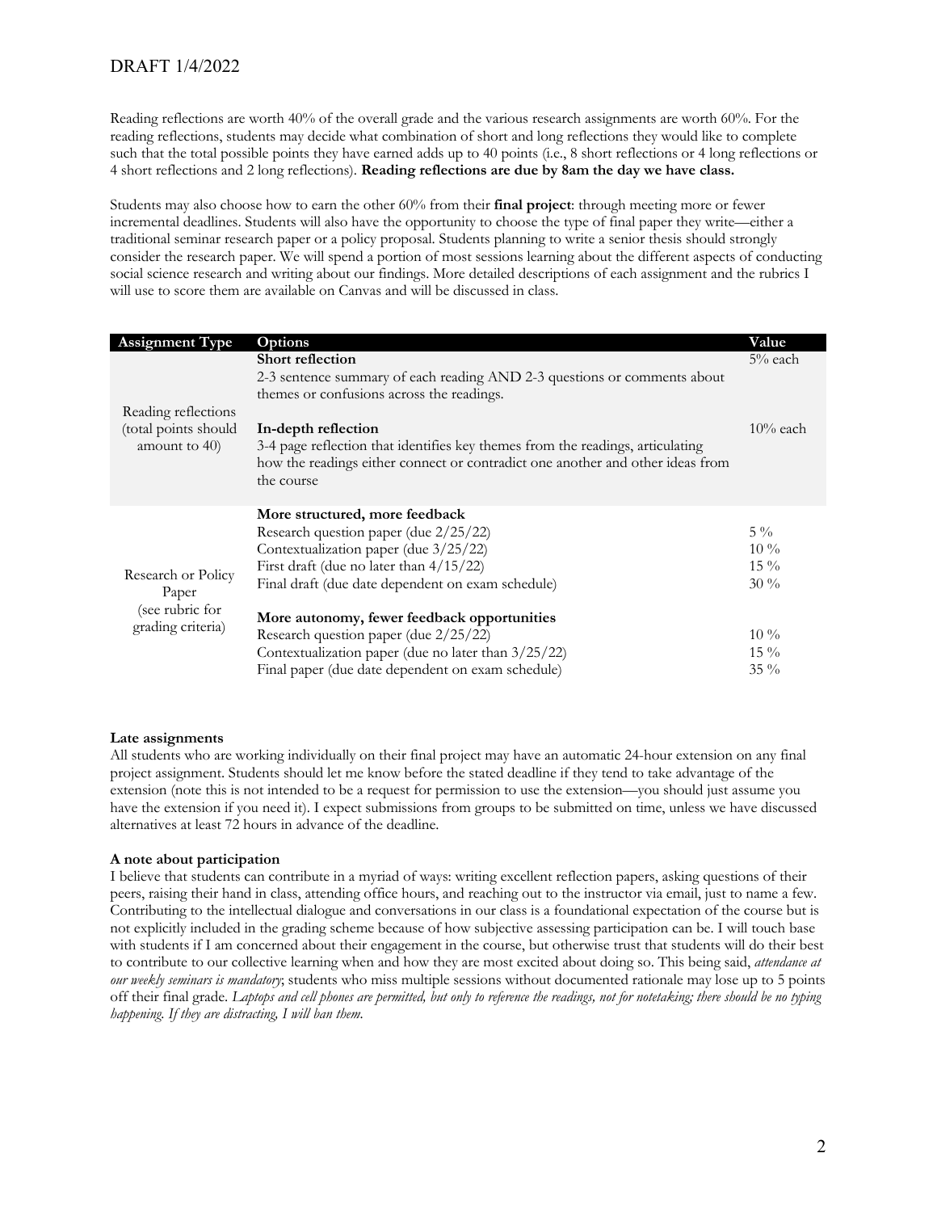Reading reflections are worth 40% of the overall grade and the various research assignments are worth 60%. For the reading reflections, students may decide what combination of short and long reflections they would like to complete such that the total possible points they have earned adds up to 40 points (i.e., 8 short reflections or 4 long reflections or 4 short reflections and 2 long reflections). **Reading reflections are due by 8am the day we have class.**

Students may also choose how to earn the other 60% from their **final project**: through meeting more or fewer incremental deadlines. Students will also have the opportunity to choose the type of final paper they write—either a traditional seminar research paper or a policy proposal. Students planning to write a senior thesis should strongly consider the research paper. We will spend a portion of most sessions learning about the different aspects of conducting social science research and writing about our findings. More detailed descriptions of each assignment and the rubrics I will use to score them are available on Canvas and will be discussed in class.

| Assignment Type | Options | Value |
|---|---|---|
| Reading reflections (total points should amount to 40) | **Short reflection**<br>2-3 sentence summary of each reading AND 2-3 questions or comments about themes or confusions across the readings. | 5% each |
| | **In-depth reflection**<br>3-4 page reflection that identifies key themes from the readings, articulating how the readings either connect or contradict one another and other ideas from the course | 10% each |
| Research or Policy Paper (see rubric for grading criteria) | **More structured, more feedback** | |
| | Research question paper (due 2/25/22) | 5 % |
| | Contextualization paper (due 3/25/22) | 10 % |
| | First draft (due no later than 4/15/22) | 15 % |
| | Final draft (due date dependent on exam schedule) | 30 % |
| | **More autonomy, fewer feedback opportunities** | |
| | Research question paper (due 2/25/22) | 10 % |
| | Contextualization paper (due no later than 3/25/22) | 15 % |
| | Final paper (due date dependent on exam schedule) | 35 % |

**Late assignments**

All students who are working individually on their final project may have an automatic 24-hour extension on any final project assignment. Students should let me know before the stated deadline if they tend to take advantage of the extension (note this is not intended to be a request for permission to use the extension—you should just assume you have the extension if you need it). I expect submissions from groups to be submitted on time, unless we have discussed alternatives at least 72 hours in advance of the deadline.

**A note about participation**

I believe that students can contribute in a myriad of ways: writing excellent reflection papers, asking questions of their peers, raising their hand in class, attending office hours, and reaching out to the instructor via email, just to name a few. Contributing to the intellectual dialogue and conversations in our class is a foundational expectation of the course but is not explicitly included in the grading scheme because of how subjective assessing participation can be. I will touch base with students if I am concerned about their engagement in the course, but otherwise trust that students will do their best to contribute to our collective learning when and how they are most excited about doing so. This being said, *attendance at our weekly seminars is mandatory*; students who miss multiple sessions without documented rationale may lose up to 5 points off their final grade. *Laptops and cell phones are permitted, but only to reference the readings, not for notetaking; there should be no typing happening. If they are distracting, I will ban them.*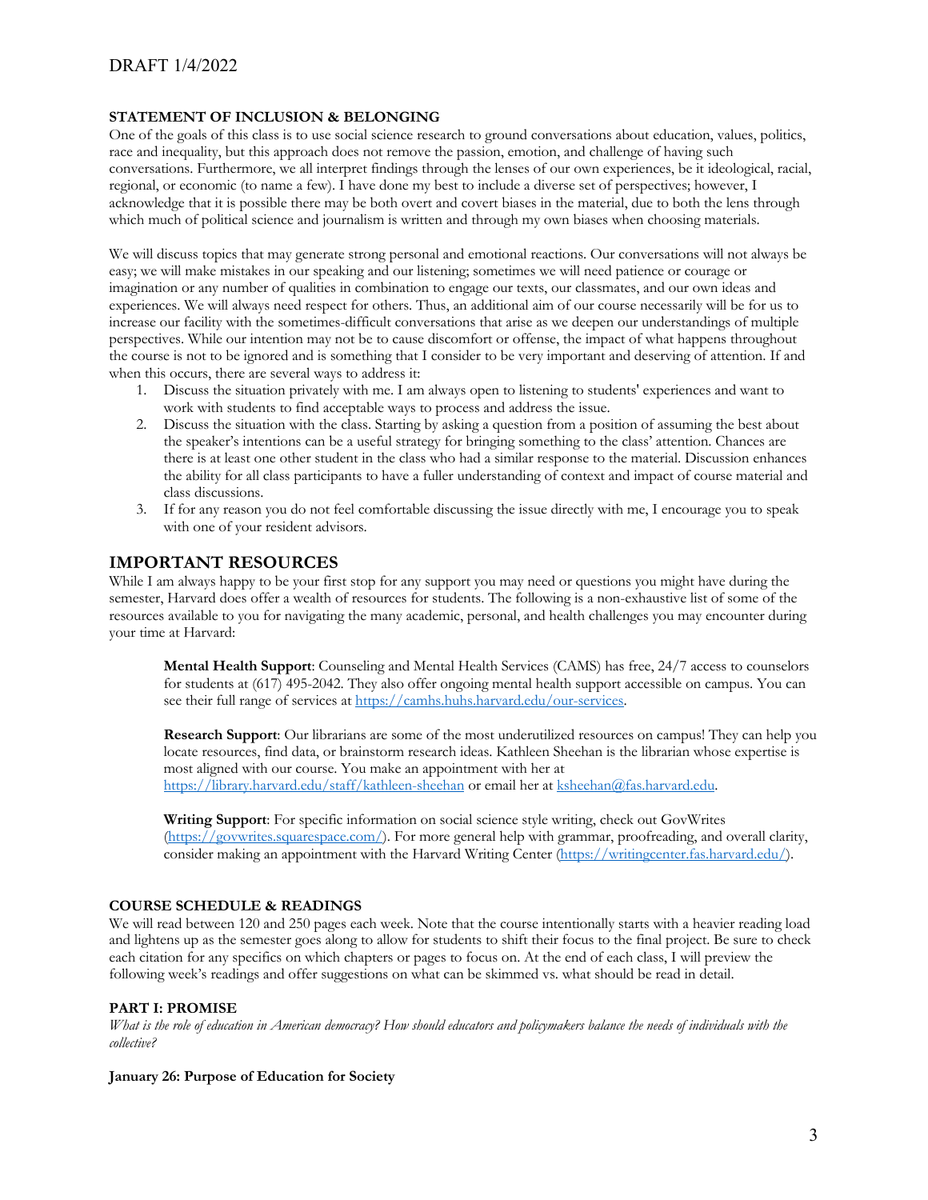DRAFT 1/4/2022

**STATEMENT OF INCLUSION & BELONGING**

One of the goals of this class is to use social science research to ground conversations about education, values, politics, race and inequality, but this approach does not remove the passion, emotion, and challenge of having such conversations. Furthermore, we all interpret findings through the lenses of our own experiences, be it ideological, racial, regional, or economic (to name a few). I have done my best to include a diverse set of perspectives; however, I acknowledge that it is possible there may be both overt and covert biases in the material, due to both the lens through which much of political science and journalism is written and through my own biases when choosing materials.

We will discuss topics that may generate strong personal and emotional reactions. Our conversations will not always be easy; we will make mistakes in our speaking and our listening; sometimes we will need patience or courage or imagination or any number of qualities in combination to engage our texts, our classmates, and our own ideas and experiences. We will always need respect for others. Thus, an additional aim of our course necessarily will be for us to increase our facility with the sometimes-difficult conversations that arise as we deepen our understandings of multiple perspectives. While our intention may not be to cause discomfort or offense, the impact of what happens throughout the course is not to be ignored and is something that I consider to be very important and deserving of attention. If and when this occurs, there are several ways to address it:

1. Discuss the situation privately with me. I am always open to listening to students' experiences and want to work with students to find acceptable ways to process and address the issue.
2. Discuss the situation with the class. Starting by asking a question from a position of assuming the best about the speaker's intentions can be a useful strategy for bringing something to the class' attention. Chances are there is at least one other student in the class who had a similar response to the material. Discussion enhances the ability for all class participants to have a fuller understanding of context and impact of course material and class discussions.
3. If for any reason you do not feel comfortable discussing the issue directly with me, I encourage you to speak with one of your resident advisors.

## IMPORTANT RESOURCES

While I am always happy to be your first stop for any support you may need or questions you might have during the semester, Harvard does offer a wealth of resources for students. The following is a non-exhaustive list of some of the resources available to you for navigating the many academic, personal, and health challenges you may encounter during your time at Harvard:

**Mental Health Support**: Counseling and Mental Health Services (CAMS) has free, 24/7 access to counselors for students at (617) 495-2042. They also offer ongoing mental health support accessible on campus. You can see their full range of services at https://camhs.huhs.harvard.edu/our-services.

**Research Support**: Our librarians are some of the most underutilized resources on campus! They can help you locate resources, find data, or brainstorm research ideas. Kathleen Sheehan is the librarian whose expertise is most aligned with our course. You make an appointment with her at https://library.harvard.edu/staff/kathleen-sheehan or email her at ksheehan@fas.harvard.edu.

**Writing Support**: For specific information on social science style writing, check out GovWrites (https://govwrites.squarespace.com/). For more general help with grammar, proofreading, and overall clarity, consider making an appointment with the Harvard Writing Center (https://writingcenter.fas.harvard.edu/).

**COURSE SCHEDULE & READINGS**

We will read between 120 and 250 pages each week. Note that the course intentionally starts with a heavier reading load and lightens up as the semester goes along to allow for students to shift their focus to the final project. Be sure to check each citation for any specifics on which chapters or pages to focus on. At the end of each class, I will preview the following week's readings and offer suggestions on what can be skimmed vs. what should be read in detail.

**PART I: PROMISE**

*What is the role of education in American democracy? How should educators and policymakers balance the needs of individuals with the collective?*

**January 26: Purpose of Education for Society**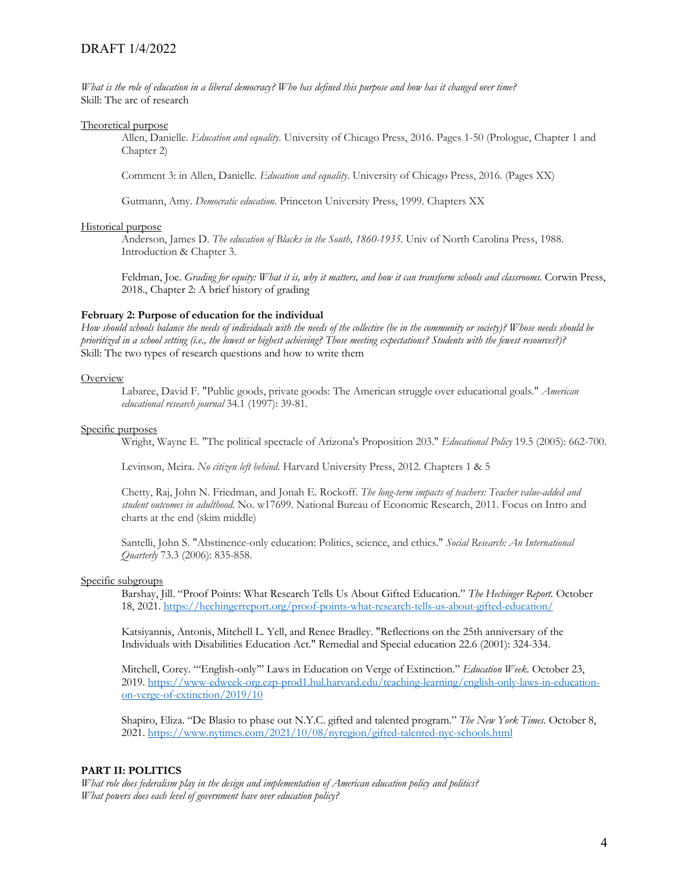*What is the role of education in a liberal democracy? Who has defined this purpose and how has it changed over time?*
Skill: The arc of research

Theoretical purpose

Allen, Danielle. *Education and equality.* University of Chicago Press, 2016. Pages 1-50 (Prologue, Chapter 1 and Chapter 2)

Comment 3: in Allen, Danielle. *Education and equality.* University of Chicago Press, 2016. (Pages XX)

Gutmann, Amy. *Democratic education.* Princeton University Press, 1999. Chapters XX

Historical purpose

Anderson, James D. *The education of Blacks in the South, 1860-1935.* Univ of North Carolina Press, 1988. Introduction & Chapter 3.

Feldman, Joe. *Grading for equity: What it is, why it matters, and how it can transform schools and classrooms.* Corwin Press, 2018., Chapter 2: A brief history of grading

**February 2: Purpose of education for the individual**

*How should schools balance the needs of individuals with the needs of the collective (be in the community or society)? Whose needs should be prioritized in a school setting (i.e., the lowest or highest achieving? Those meeting expectations? Students with the fewest resources?)?*
Skill: The two types of research questions and how to write them

Overview

Labaree, David F. "Public goods, private goods: The American struggle over educational goals." *American educational research journal* 34.1 (1997): 39-81.

Specific purposes

Wright, Wayne E. "The political spectacle of Arizona's Proposition 203." *Educational Policy* 19.5 (2005): 662-700.

Levinson, Meira. *No citizen left behind.* Harvard University Press, 2012. Chapters 1 & 5

Chetty, Raj, John N. Friedman, and Jonah E. Rockoff. *The long-term impacts of teachers: Teacher value-added and student outcomes in adulthood.* No. w17699. National Bureau of Economic Research, 2011. Focus on Intro and charts at the end (skim middle)

Santelli, John S. "Abstinence-only education: Politics, science, and ethics." *Social Research: An International Quarterly* 73.3 (2006): 835-858.

Specific subgroups

Barshay, Jill. "Proof Points: What Research Tells Us About Gifted Education." *The Hechinger Report.* October 18, 2021. https://hechingerreport.org/proof-points-what-research-tells-us-about-gifted-education/

Katsiyannis, Antonis, Mitchell L. Yell, and Renee Bradley. "Reflections on the 25th anniversary of the Individuals with Disabilities Education Act." Remedial and Special education 22.6 (2001): 324-334.

Mitchell, Corey. "'English-only'" Laws in Education on Verge of Extinction." *Education Week.* October 23, 2019. https://www-edweek-org.ezp-prod1.hul.harvard.edu/teaching-learning/english-only-laws-in-education-on-verge-of-extinction/2019/10

Shapiro, Eliza. "De Blasio to phase out N.Y.C. gifted and talented program." *The New York Times.* October 8, 2021. https://www.nytimes.com/2021/10/08/nyregion/gifted-talented-nyc-schools.html

**PART II: POLITICS**

*What role does federalism play in the design and implementation of American education policy and politics?*
*What powers does each level of government have over education policy?*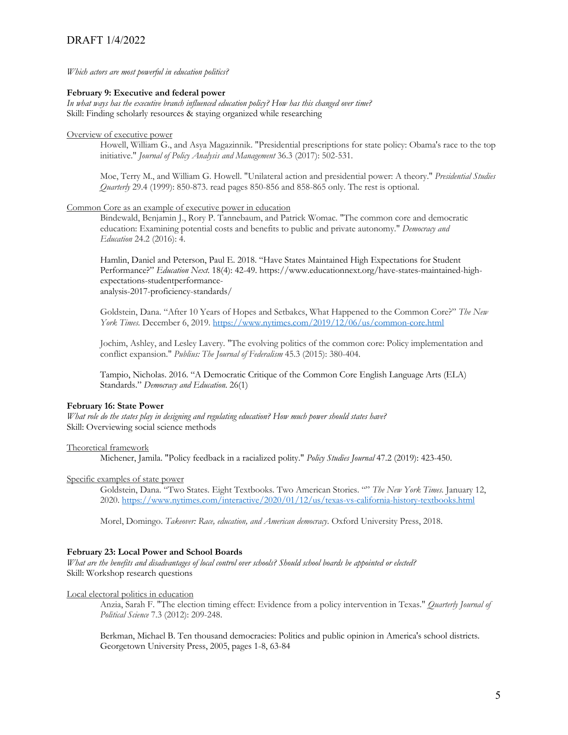*Which actors are most powerful in education politics?*

**February 9: Executive and federal power**

*In what ways has the executive branch influenced education policy? How has this changed over time?*

Skill: Finding scholarly resources & staying organized while researching

Overview of executive power

Howell, William G., and Asya Magazinnik. "Presidential prescriptions for state policy: Obama's race to the top initiative." *Journal of Policy Analysis and Management* 36.3 (2017): 502-531.

Moe, Terry M., and William G. Howell. "Unilateral action and presidential power: A theory." *Presidential Studies Quarterly* 29.4 (1999): 850-873. read pages 850-856 and 858-865 only. The rest is optional.

Common Core as an example of executive power in education

Bindewald, Benjamin J., Rory P. Tannebaum, and Patrick Womac. "The common core and democratic education: Examining potential costs and benefits to public and private autonomy." *Democracy and Education* 24.2 (2016): 4.

Hamlin, Daniel and Peterson, Paul E. 2018. "Have States Maintained High Expectations for Student Performance?" *Education Next*. 18(4): 42-49. https://www.educationnext.org/have-states-maintained-high-expectations-studentperformance-analysis-2017-proficiency-standards/

Goldstein, Dana. "After 10 Years of Hopes and Setbakcs, What Happened to the Common Core?" *The New York Times*. December 6, 2019. https://www.nytimes.com/2019/12/06/us/common-core.html

Jochim, Ashley, and Lesley Lavery. "The evolving politics of the common core: Policy implementation and conflict expansion." *Publius: The Journal of Federalism* 45.3 (2015): 380-404.

Tampio, Nicholas. 2016. "A Democratic Critique of the Common Core English Language Arts (ELA) Standards." *Democracy and Education*. 26(1)

**February 16: State Power**

*What role do the states play in designing and regulating education? How much power should states have?*

Skill: Overviewing social science methods

Theoretical framework

Michener, Jamila. "Policy feedback in a racialized polity." *Policy Studies Journal* 47.2 (2019): 423-450.

Specific examples of state power

Goldstein, Dana. "Two States. Eight Textbooks. Two American Stories. "" *The New York Times*. January 12, 2020. https://www.nytimes.com/interactive/2020/01/12/us/texas-vs-california-history-textbooks.html

Morel, Domingo. *Takeover: Race, education, and American democracy*. Oxford University Press, 2018.

**February 23: Local Power and School Boards**

*What are the benefits and disadvantages of local control over schools? Should school boards be appointed or elected?*

Skill: Workshop research questions

Local electoral politics in education

Anzia, Sarah F. "The election timing effect: Evidence from a policy intervention in Texas." *Quarterly Journal of Political Science* 7.3 (2012): 209-248.

Berkman, Michael B. Ten thousand democracies: Politics and public opinion in America's school districts. Georgetown University Press, 2005, pages 1-8, 63-84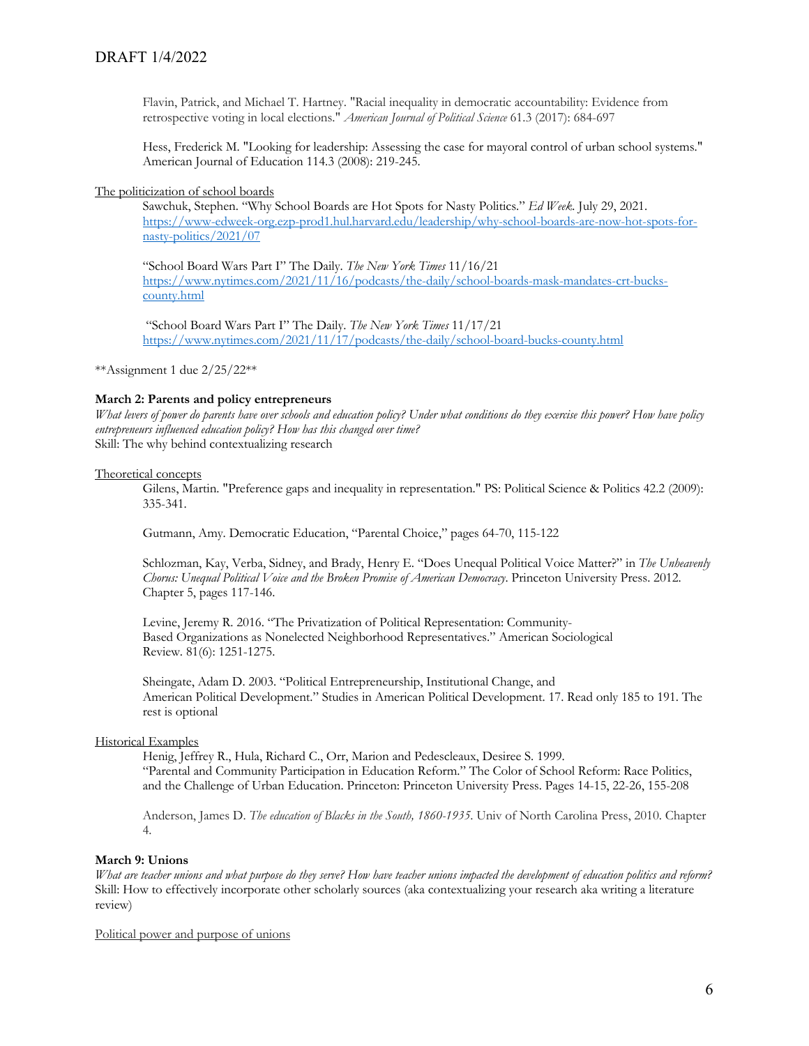Flavin, Patrick, and Michael T. Hartney. "Racial inequality in democratic accountability: Evidence from retrospective voting in local elections." *American Journal of Political Science* 61.3 (2017): 684-697

Hess, Frederick M. "Looking for leadership: Assessing the case for mayoral control of urban school systems." American Journal of Education 114.3 (2008): 219-245.

<u>The politicization of school boards</u>

Sawchuk, Stephen. "Why School Boards are Hot Spots for Nasty Politics." *Ed Week*. July 29, 2021. [https://www-edweek-org.ezp-prod1.hul.harvard.edu/leadership/why-school-boards-are-now-hot-spots-for-nasty-politics/2021/07](https://www-edweek-org.ezp-prod1.hul.harvard.edu/leadership/why-school-boards-are-now-hot-spots-for-nasty-politics/2021/07)

"School Board Wars Part I" The Daily. *The New York Times* 11/16/21 [https://www.nytimes.com/2021/11/16/podcasts/the-daily/school-boards-mask-mandates-crt-bucks-county.html](https://www.nytimes.com/2021/11/16/podcasts/the-daily/school-boards-mask-mandates-crt-bucks-county.html)

"School Board Wars Part I" The Daily. *The New York Times* 11/17/21 [https://www.nytimes.com/2021/11/17/podcasts/the-daily/school-board-bucks-county.html](https://www.nytimes.com/2021/11/17/podcasts/the-daily/school-board-bucks-county.html)

**Assignment 1 due 2/25/22**

**March 2: Parents and policy entrepreneurs**

*What levers of power do parents have over schools and education policy? Under what conditions do they exercise this power? How have policy entrepreneurs influenced education policy? How has this changed over time?*

Skill: The why behind contextualizing research

<u>Theoretical concepts</u>

Gilens, Martin. "Preference gaps and inequality in representation." PS: Political Science & Politics 42.2 (2009): 335-341.

Gutmann, Amy. Democratic Education, "Parental Choice," pages 64-70, 115-122

Schlozman, Kay, Verba, Sidney, and Brady, Henry E. "Does Unequal Political Voice Matter?" in *The Unheavenly Chorus: Unequal Political Voice and the Broken Promise of American Democracy*. Princeton University Press. 2012. Chapter 5, pages 117-146.

Levine, Jeremy R. 2016. "The Privatization of Political Representation: Community-Based Organizations as Nonelected Neighborhood Representatives." American Sociological Review. 81(6): 1251-1275.

Sheingate, Adam D. 2003. "Political Entrepreneurship, Institutional Change, and American Political Development." Studies in American Political Development. 17. Read only 185 to 191. The rest is optional

<u>Historical Examples</u>

Henig, Jeffrey R., Hula, Richard C., Orr, Marion and Pedescleaux, Desiree S. 1999. "Parental and Community Participation in Education Reform." The Color of School Reform: Race Politics, and the Challenge of Urban Education. Princeton: Princeton University Press. Pages 14-15, 22-26, 155-208

Anderson, James D. *The education of Blacks in the South, 1860-1935*. Univ of North Carolina Press, 2010. Chapter 4.

**March 9: Unions**

*What are teacher unions and what purpose do they serve? How have teacher unions impacted the development of education politics and reform?*

Skill: How to effectively incorporate other scholarly sources (aka contextualizing your research aka writing a literature review)

<u>Political power and purpose of unions</u>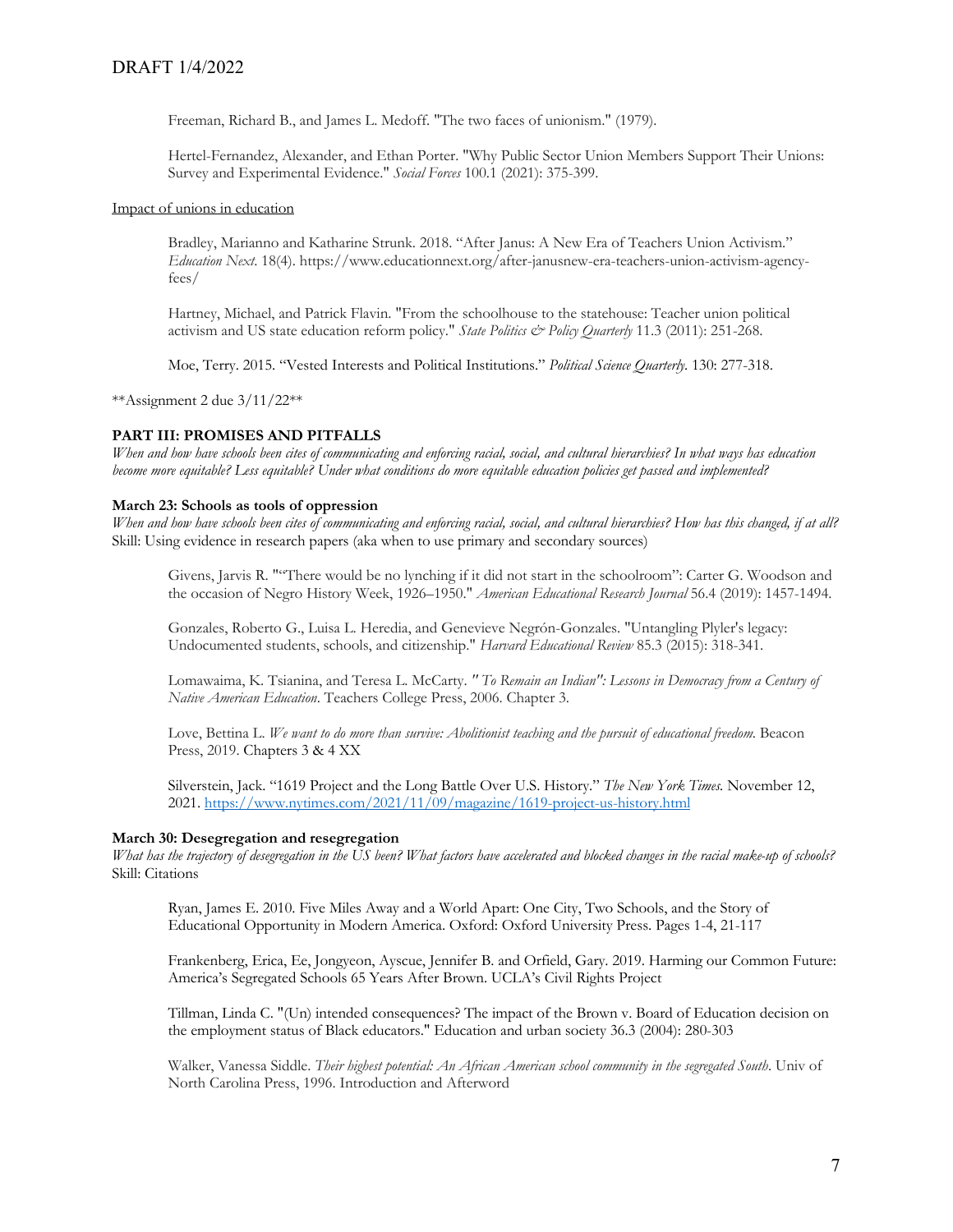Freeman, Richard B., and James L. Medoff. "The two faces of unionism." (1979).

Hertel-Fernandez, Alexander, and Ethan Porter. "Why Public Sector Union Members Support Their Unions: Survey and Experimental Evidence." *Social Forces* 100.1 (2021): 375-399.

<u>Impact of unions in education</u>

Bradley, Marianno and Katharine Strunk. 2018. "After Janus: A New Era of Teachers Union Activism." *Education Next*. 18(4). https://www.educationnext.org/after-janusnew-era-teachers-union-activism-agency-fees/

Hartney, Michael, and Patrick Flavin. "From the schoolhouse to the statehouse: Teacher union political activism and US state education reform policy." *State Politics & Policy Quarterly* 11.3 (2011): 251-268.

Moe, Terry. 2015. "Vested Interests and Political Institutions." *Political Science Quarterly*. 130: 277-318.

**Assignment 2 due 3/11/22**

**PART III: PROMISES AND PITFALLS**

*When and how have schools been cites of communicating and enforcing racial, social, and cultural hierarchies? In what ways has education become more equitable? Less equitable? Under what conditions do more equitable education policies get passed and implemented?*

**March 23: Schools as tools of oppression**

*When and how have schools been cites of communicating and enforcing racial, social, and cultural hierarchies? How has this changed, if at all?*
Skill: Using evidence in research papers (aka when to use primary and secondary sources)

Givens, Jarvis R. ""There would be no lynching if it did not start in the schoolroom": Carter G. Woodson and the occasion of Negro History Week, 1926–1950." *American Educational Research Journal* 56.4 (2019): 1457-1494.

Gonzales, Roberto G., Luisa L. Heredia, and Genevieve Negrón-Gonzales. "Untangling Plyler's legacy: Undocumented students, schools, and citizenship." *Harvard Educational Review* 85.3 (2015): 318-341.

Lomawaima, K. Tsianina, and Teresa L. McCarty. *" To Remain an Indian": Lessons in Democracy from a Century of Native American Education*. Teachers College Press, 2006. Chapter 3.

Love, Bettina L. *We want to do more than survive: Abolitionist teaching and the pursuit of educational freedom.* Beacon Press, 2019. Chapters 3 & 4 XX

Silverstein, Jack. "1619 Project and the Long Battle Over U.S. History." *The New York Times.* November 12, 2021. [https://www.nytimes.com/2021/11/09/magazine/1619-project-us-history.html](https://www.nytimes.com/2021/11/09/magazine/1619-project-us-history.html)

**March 30: Desegregation and resegregation**

*What has the trajectory of desegregation in the US been? What factors have accelerated and blocked changes in the racial make-up of schools?*
Skill: Citations

Ryan, James E. 2010. Five Miles Away and a World Apart: One City, Two Schools, and the Story of Educational Opportunity in Modern America. Oxford: Oxford University Press. Pages 1-4, 21-117

Frankenberg, Erica, Ee, Jongyeon, Ayscue, Jennifer B. and Orfield, Gary. 2019. Harming our Common Future: America's Segregated Schools 65 Years After Brown. UCLA's Civil Rights Project

Tillman, Linda C. "(Un) intended consequences? The impact of the Brown v. Board of Education decision on the employment status of Black educators." Education and urban society 36.3 (2004): 280-303

Walker, Vanessa Siddle. *Their highest potential: An African American school community in the segregated South*. Univ of North Carolina Press, 1996. Introduction and Afterword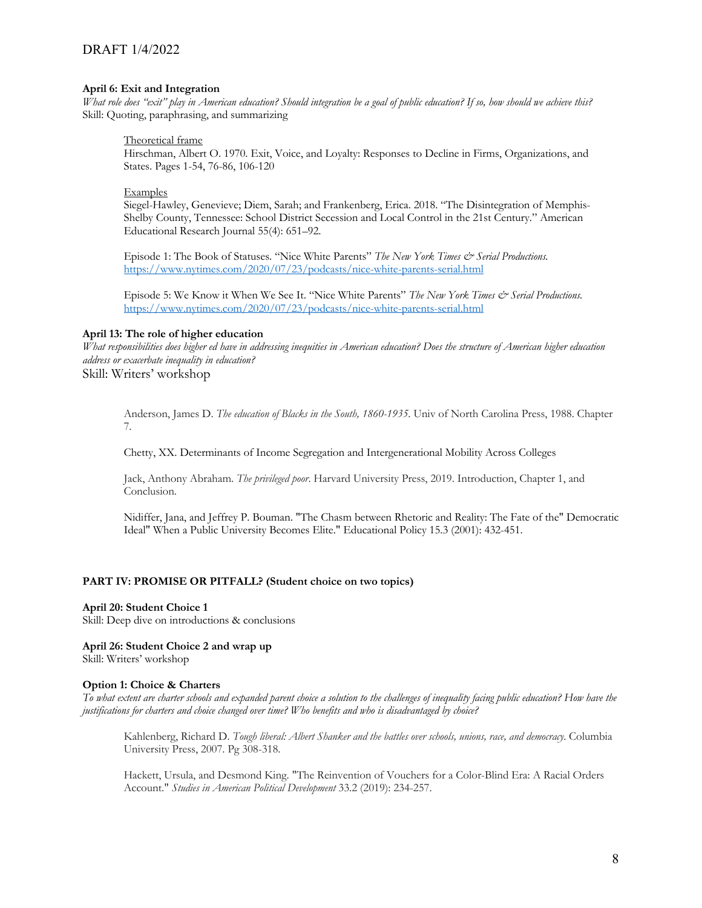**April 6: Exit and Integration**

*What role does "exit" play in American education? Should integration be a goal of public education? If so, how should we achieve this?*

Skill: Quoting, paraphrasing, and summarizing

Theoretical frame

Hirschman, Albert O. 1970. Exit, Voice, and Loyalty: Responses to Decline in Firms, Organizations, and States. Pages 1-54, 76-86, 106-120

Examples

Siegel-Hawley, Genevieve; Diem, Sarah; and Frankenberg, Erica. 2018. "The Disintegration of Memphis-Shelby County, Tennessee: School District Secession and Local Control in the 21st Century." American Educational Research Journal 55(4): 651–92.

Episode 1: The Book of Statuses. "Nice White Parents" *The New York Times & Serial Productions.* https://www.nytimes.com/2020/07/23/podcasts/nice-white-parents-serial.html

Episode 5: We Know it When We See It. "Nice White Parents" *The New York Times & Serial Productions.* https://www.nytimes.com/2020/07/23/podcasts/nice-white-parents-serial.html

**April 13: The role of higher education**

*What responsibilities does higher ed have in addressing inequities in American education? Does the structure of American higher education address or exacerbate inequality in education?*

Skill: Writers' workshop

Anderson, James D. *The education of Blacks in the South, 1860-1935.* Univ of North Carolina Press, 1988. Chapter 7.

Chetty, XX. Determinants of Income Segregation and Intergenerational Mobility Across Colleges

Jack, Anthony Abraham. *The privileged poor.* Harvard University Press, 2019. Introduction, Chapter 1, and Conclusion.

Nidiffer, Jana, and Jeffrey P. Bouman. "The Chasm between Rhetoric and Reality: The Fate of the" Democratic Ideal" When a Public University Becomes Elite." Educational Policy 15.3 (2001): 432-451.

**PART IV: PROMISE OR PITFALL? (Student choice on two topics)**

**April 20: Student Choice 1**

Skill: Deep dive on introductions & conclusions

**April 26: Student Choice 2 and wrap up**

Skill: Writers' workshop

**Option 1: Choice & Charters**

*To what extent are charter schools and expanded parent choice a solution to the challenges of inequality facing public education? How have the justifications for charters and choice changed over time? Who benefits and who is disadvantaged by choice?*

Kahlenberg, Richard D. *Tough liberal: Albert Shanker and the battles over schools, unions, race, and democracy.* Columbia University Press, 2007. Pg 308-318.

Hackett, Ursula, and Desmond King. "The Reinvention of Vouchers for a Color-Blind Era: A Racial Orders Account." *Studies in American Political Development* 33.2 (2019): 234-257.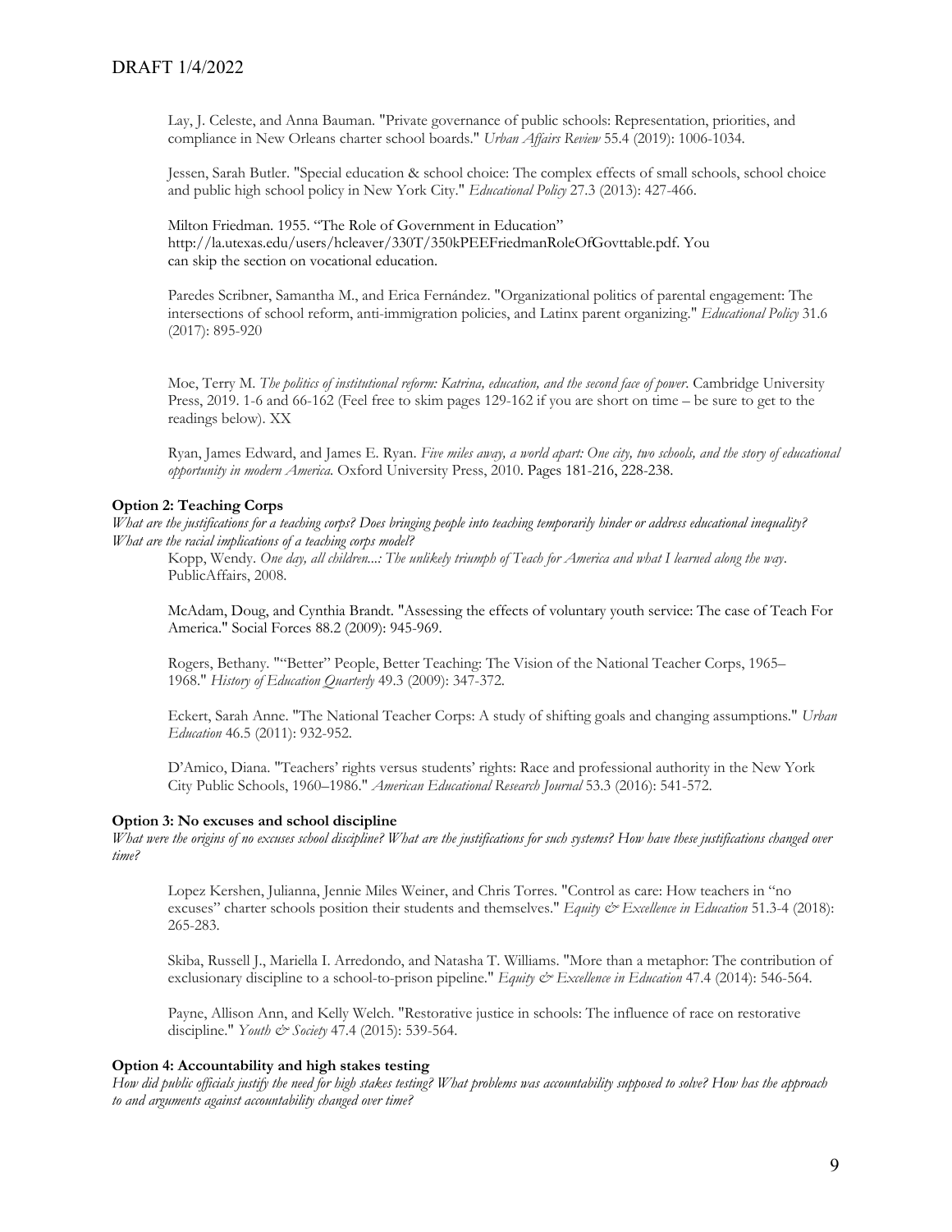Lay, J. Celeste, and Anna Bauman. "Private governance of public schools: Representation, priorities, and compliance in New Orleans charter school boards." *Urban Affairs Review* 55.4 (2019): 1006-1034.

Jessen, Sarah Butler. "Special education & school choice: The complex effects of small schools, school choice and public high school policy in New York City." *Educational Policy* 27.3 (2013): 427-466.

Milton Friedman. 1955. "The Role of Government in Education" http://la.utexas.edu/users/hcleaver/330T/350kPEEFriedmanRoleOfGovttable.pdf. You can skip the section on vocational education.

Paredes Scribner, Samantha M., and Erica Fernández. "Organizational politics of parental engagement: The intersections of school reform, anti-immigration policies, and Latinx parent organizing." *Educational Policy* 31.6 (2017): 895-920

Moe, Terry M. *The politics of institutional reform: Katrina, education, and the second face of power*. Cambridge University Press, 2019. 1-6 and 66-162 (Feel free to skim pages 129-162 if you are short on time – be sure to get to the readings below). XX

Ryan, James Edward, and James E. Ryan. *Five miles away, a world apart: One city, two schools, and the story of educational opportunity in modern America.* Oxford University Press, 2010. Pages 181-216, 228-238.

**Option 2: Teaching Corps**

*What are the justifications for a teaching corps? Does bringing people into teaching temporarily hinder or address educational inequality? What are the racial implications of a teaching corps model?*

Kopp, Wendy. *One day, all children...: The unlikely triumph of Teach for America and what I learned along the way*. PublicAffairs, 2008.

McAdam, Doug, and Cynthia Brandt. "Assessing the effects of voluntary youth service: The case of Teach For America." Social Forces 88.2 (2009): 945-969.

Rogers, Bethany. ""Better" People, Better Teaching: The Vision of the National Teacher Corps, 1965–1968." *History of Education Quarterly* 49.3 (2009): 347-372.

Eckert, Sarah Anne. "The National Teacher Corps: A study of shifting goals and changing assumptions." *Urban Education* 46.5 (2011): 932-952.

D'Amico, Diana. "Teachers' rights versus students' rights: Race and professional authority in the New York City Public Schools, 1960–1986." *American Educational Research Journal* 53.3 (2016): 541-572.

**Option 3: No excuses and school discipline**

*What were the origins of no excuses school discipline? What are the justifications for such systems? How have these justifications changed over time?*

Lopez Kershen, Julianna, Jennie Miles Weiner, and Chris Torres. "Control as care: How teachers in "no excuses" charter schools position their students and themselves." *Equity & Excellence in Education* 51.3-4 (2018): 265-283.

Skiba, Russell J., Mariella I. Arredondo, and Natasha T. Williams. "More than a metaphor: The contribution of exclusionary discipline to a school-to-prison pipeline." *Equity & Excellence in Education* 47.4 (2014): 546-564.

Payne, Allison Ann, and Kelly Welch. "Restorative justice in schools: The influence of race on restorative discipline." *Youth & Society* 47.4 (2015): 539-564.

**Option 4: Accountability and high stakes testing**

*How did public officials justify the need for high stakes testing? What problems was accountability supposed to solve? How has the approach to and arguments against accountability changed over time?*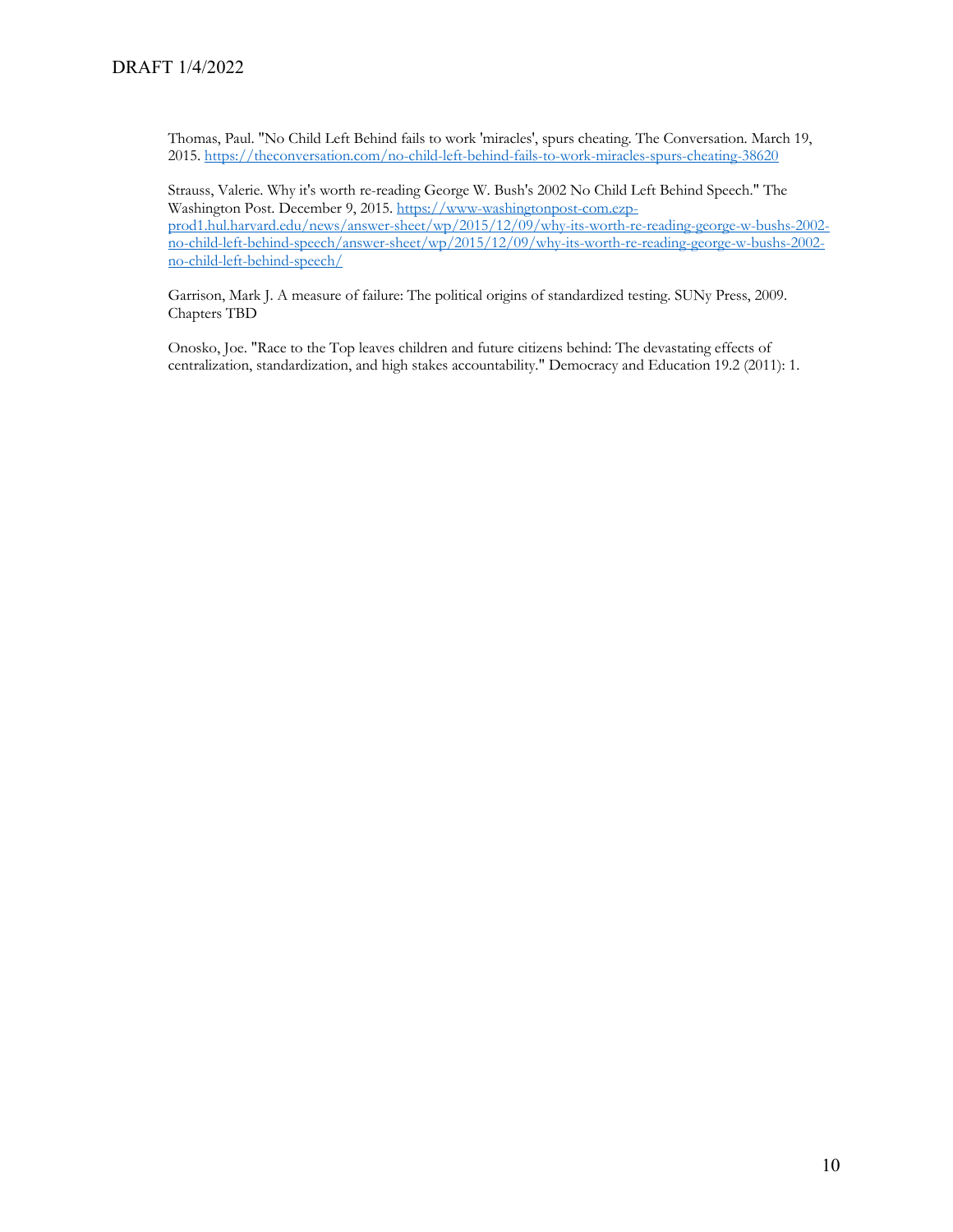Thomas, Paul. "No Child Left Behind fails to work 'miracles', spurs cheating. The Conversation. March 19, 2015. https://theconversation.com/no-child-left-behind-fails-to-work-miracles-spurs-cheating-38620

Strauss, Valerie. Why it's worth re-reading George W. Bush's 2002 No Child Left Behind Speech." The Washington Post. December 9, 2015. https://www-washingtonpost-com.ezp-prod1.hul.harvard.edu/news/answer-sheet/wp/2015/12/09/why-its-worth-re-reading-george-w-bushs-2002-no-child-left-behind-speech/answer-sheet/wp/2015/12/09/why-its-worth-re-reading-george-w-bushs-2002-no-child-left-behind-speech/

Garrison, Mark J. A measure of failure: The political origins of standardized testing. SUNy Press, 2009. Chapters TBD

Onosko, Joe. "Race to the Top leaves children and future citizens behind: The devastating effects of centralization, standardization, and high stakes accountability." Democracy and Education 19.2 (2011): 1.